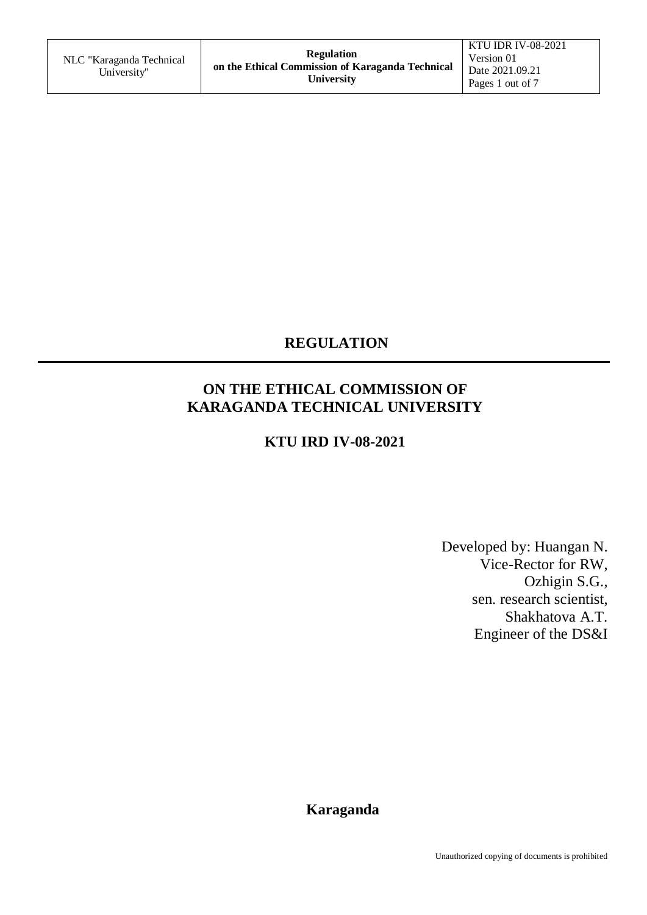# REGULATION

## ON THE ETHICAL COMMISSION OF KARAGANDA TECHNICAL UNIVERSITY

## KTU IRD IV-08-2021

Developed by: Huangan N.
Vice-Rector for RW,
Ozhigin S.G.,
sen. research scientist,
Shakhatova A.T.
Engineer of the DS&I

**Karaganda**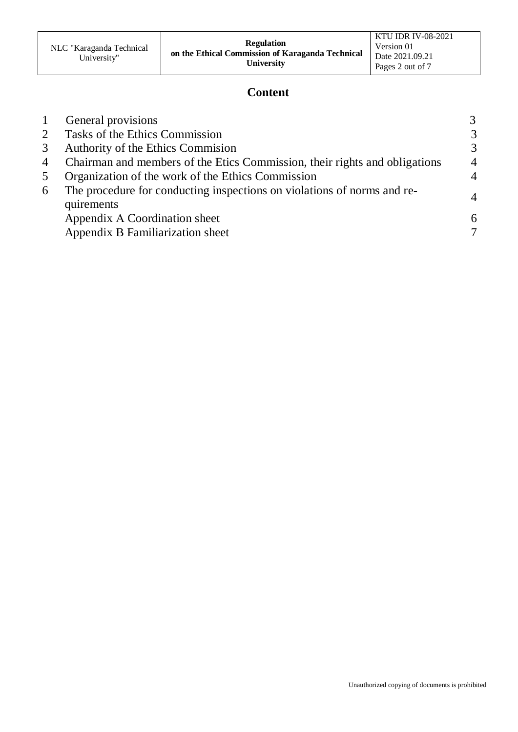# Content

| | | |
|---|---|---|
| 1 | General provisions | 3 |
| 2 | Tasks of the Ethics Commission | 3 |
| 3 | Authority of the Ethics Commision | 3 |
| 4 | Chairman and members of the Etics Commission, their rights and obligations | 4 |
| 5 | Organization of the work of the Ethics Commission | 4 |
| 6 | The procedure for conducting inspections on violations of norms and re-quirements | 4 |
| | Appendix A Coordination sheet | 6 |
| | Appendix B Familiarization sheet | 7 |

Unauthorized copying of documents is prohibited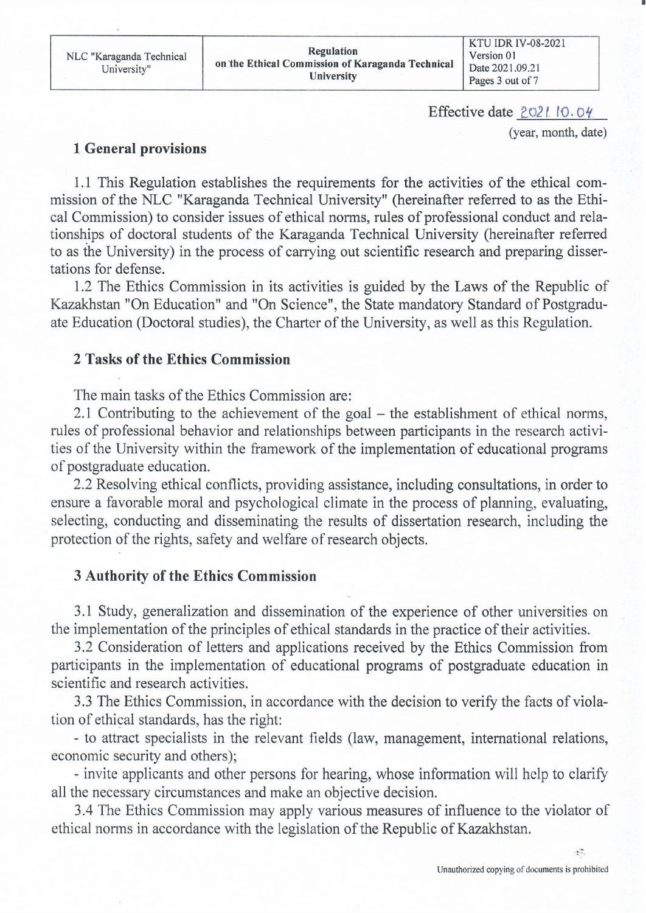Effective date 2021.10.04

(year, month, date)

## 1 General provisions

1.1 This Regulation establishes the requirements for the activities of the ethical commission of the NLC "Karaganda Technical University" (hereinafter referred to as the Ethical Commission) to consider issues of ethical norms, rules of professional conduct and relationships of doctoral students of the Karaganda Technical University (hereinafter referred to as the University) in the process of carrying out scientific research and preparing dissertations for defense.

1.2 The Ethics Commission in its activities is guided by the Laws of the Republic of Kazakhstan "On Education" and "On Science", the State mandatory Standard of Postgraduate Education (Doctoral studies), the Charter of the University, as well this Regulation.

## 2 Tasks of the Ethics Commission

The main tasks of the Ethics Commission are:

2.1 Contributing to the achievement of the goal – the establishment of ethical norms, rules of professional behavior and relationships between participants in the research activities of the University within the framework of the implementation of educational programs of postgraduate education.

2.2 Resolving ethical conflicts, providing assistance, including consultations, in order to ensure a favorable moral and psychological climate in the process of planning, evaluating, selecting, conducting and disseminating the results of dissertation research, including the protection of the rights, safety and welfare of research objects.

## 3 Authority of the Ethics Commission

3.1 Study, generalization and dissemination of the experience of other universities on the implementation of the principles of ethical standards in the practice of their activities.

3.2 Consideration of letters and applications received by the Ethics Commission from participants in the implementation of educational programs of postgraduate education in scientific and research activities.

3.3 The Ethics Commission, in accordance with the decision to verify the facts of violation of ethical standards, has the right:

- to attract specialists in the relevant fields (law, management, international relations, economic security and others);
- invite applicants and other persons for hearing, whose information will help to clarify all the necessary circumstances and make an objective decision.

3.4 The Ethics Commission may apply various measures of influence to the violator of ethical norms in accordance with the legislation of the Republic of Kazakhstan.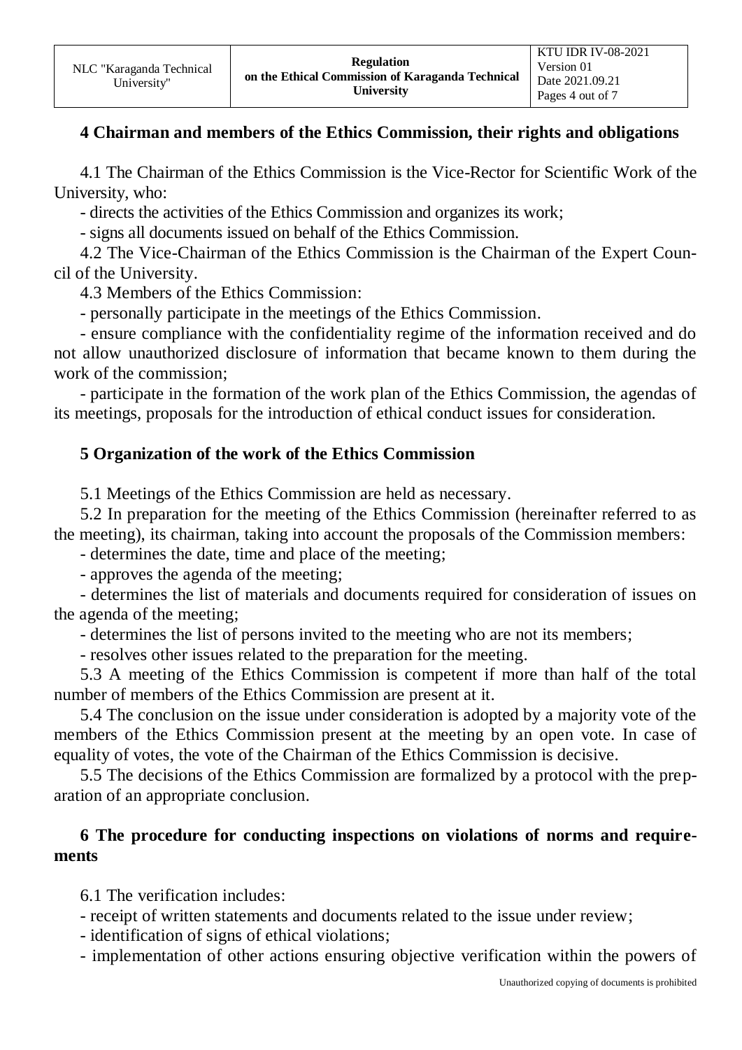## 4 Chairman and members of the Ethics Commission, their rights and obligations

4.1 The Chairman of the Ethics Commission is the Vice-Rector for Scientific Work of the University, who:

- directs the activities of the Ethics Commission and organizes its work;
- signs all documents issued on behalf of the Ethics Commission.

4.2 The Vice-Chairman of the Ethics Commission is the Chairman of the Expert Council of the University.

4.3 Members of the Ethics Commission:

- personally participate in the meetings of the Ethics Commission.
- ensure compliance with the confidentiality regime of the information received and do not allow unauthorized disclosure of information that became known to them during the work of the commission;
- participate in the formation of the work plan of the Ethics Commission, the agendas of its meetings, proposals for the introduction of ethical conduct issues for consideration.

## 5 Organization of the work of the Ethics Commission

5.1 Meetings of the Ethics Commission are held as necessary.

5.2 In preparation for the meeting of the Ethics Commission (hereinafter referred to as the meeting), its chairman, taking into account the proposals of the Commission members:

- determines the date, time and place of the meeting;
- approves the agenda of the meeting;
- determines the list of materials and documents required for consideration of issues on the agenda of the meeting;
- determines the list of persons invited to the meeting who are not its members;
- resolves other issues related to the preparation for the meeting.

5.3 A meeting of the Ethics Commission is competent if more than half of the total number of members of the Ethics Commission are present at it.

5.4 The conclusion on the issue under consideration is adopted by a majority vote of the members of the Ethics Commission present at the meeting by an open vote. In case of equality of votes, the vote of the Chairman of the Ethics Commission is decisive.

5.5 The decisions of the Ethics Commission are formalized by a protocol with the preparation of an appropriate conclusion.

## 6 The procedure for conducting inspections on violations of norms and requirements

6.1 The verification includes:

- receipt of written statements and documents related to the issue under review;
- identification of signs of ethical violations;
- implementation of other actions ensuring objective verification within the powers of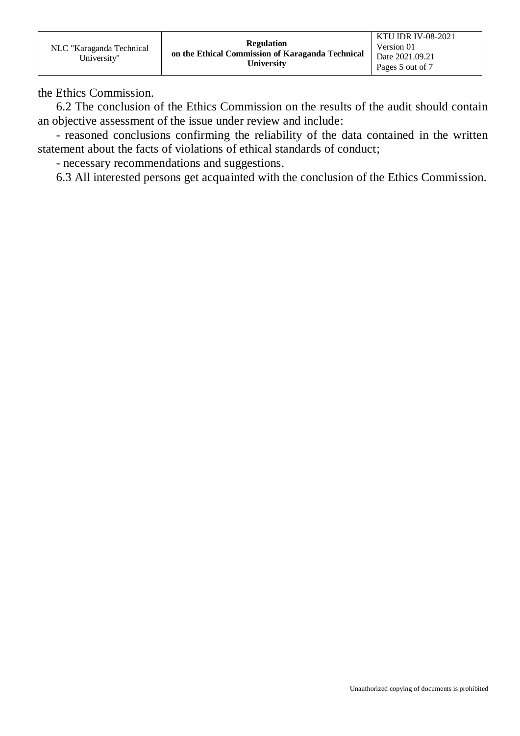the Ethics Commission.

6.2 The conclusion of the Ethics Commission on the results of the audit should contain an objective assessment of the issue under review and include:

- reasoned conclusions confirming the reliability of the data contained in the written statement about the facts of violations of ethical standards of conduct;
- necessary recommendations and suggestions.

6.3 All interested persons get acquainted with the conclusion of the Ethics Commission.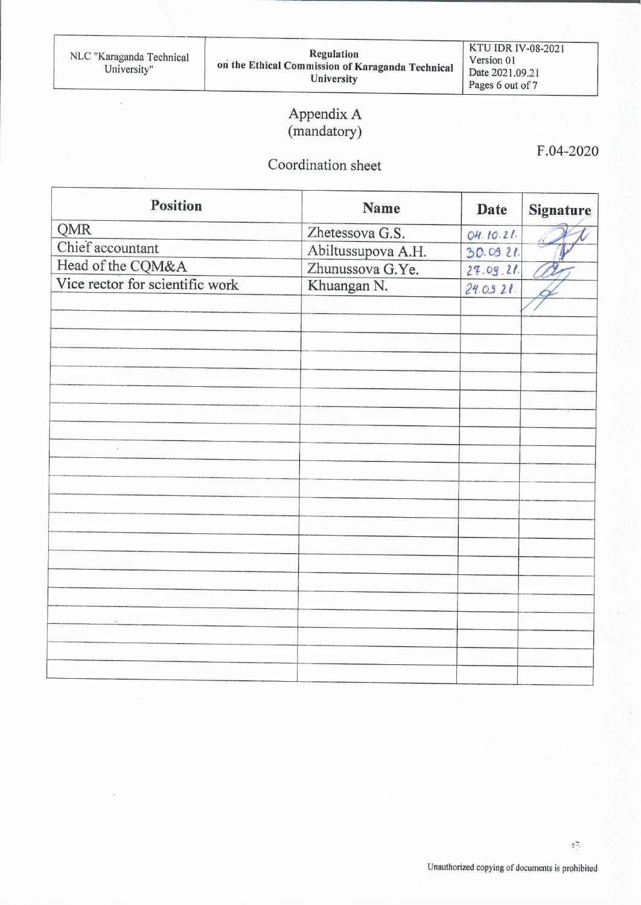## Appendix A
(mandatory)

F.04-2020

### Coordination sheet

| Position | Name | Date | Signature |
|---|---|---|---|
| QMR | Zhetessova G.S. | 04.10.21. | |
| Chief accountant | Abiltussupova A.H. | 30.09.21. | |
| Head of the CQM&A | Zhunussova G.Ye. | 27.09.21. | |
| Vice rector for scientific work | Khuangan N. | 24.09.21. | |
| | | | |
| | | | |
| | | | |
| | | | |
| | | | |
| | | | |
| | | | |
| | | | |
| | | | |
| | | | |
| | | | |
| | | | |
| | | | |
| | | | |
| | | | |
| | | | |
| | | | |
| | | | |
| | | | |
| | | | |
| | | | |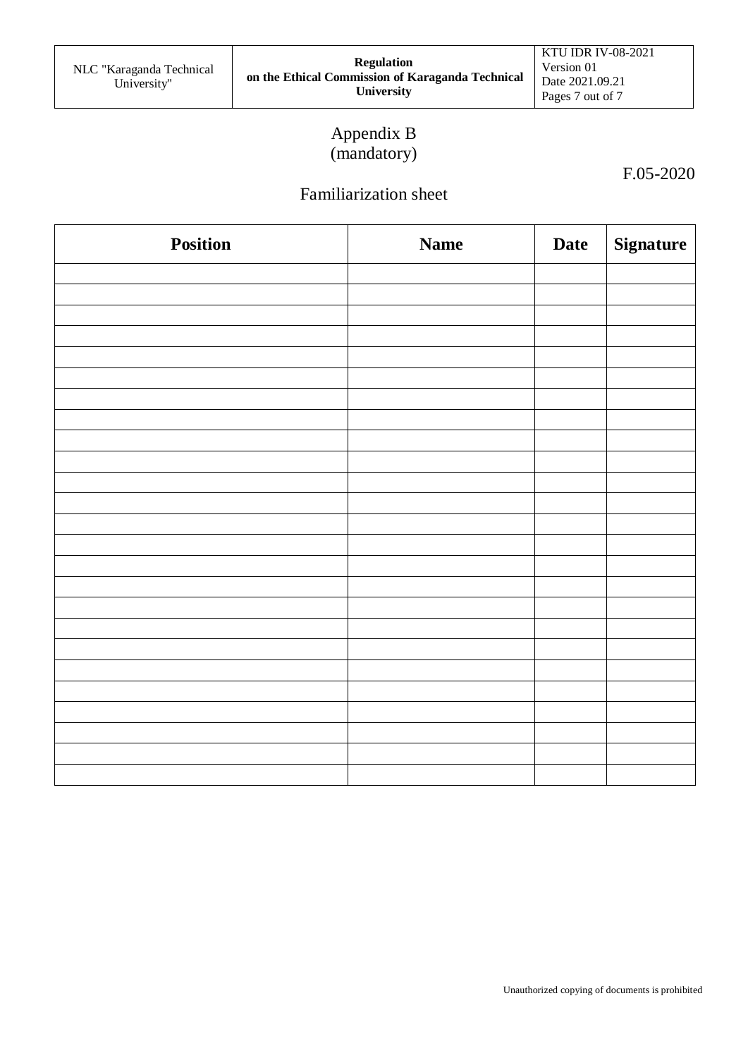Appendix B
(mandatory)

F.05-2020

## Familiarization sheet

| Position | Name | Date | Signature |
|---|---|---|---|
| | | | |
| | | | |
| | | | |
| | | | |
| | | | |
| | | | |
| | | | |
| | | | |
| | | | |
| | | | |
| | | | |
| | | | |
| | | | |
| | | | |
| | | | |
| | | | |
| | | | |
| | | | |
| | | | |
| | | | |
| | | | |
| | | | |
| | | | |
| | | | |
| | | | |